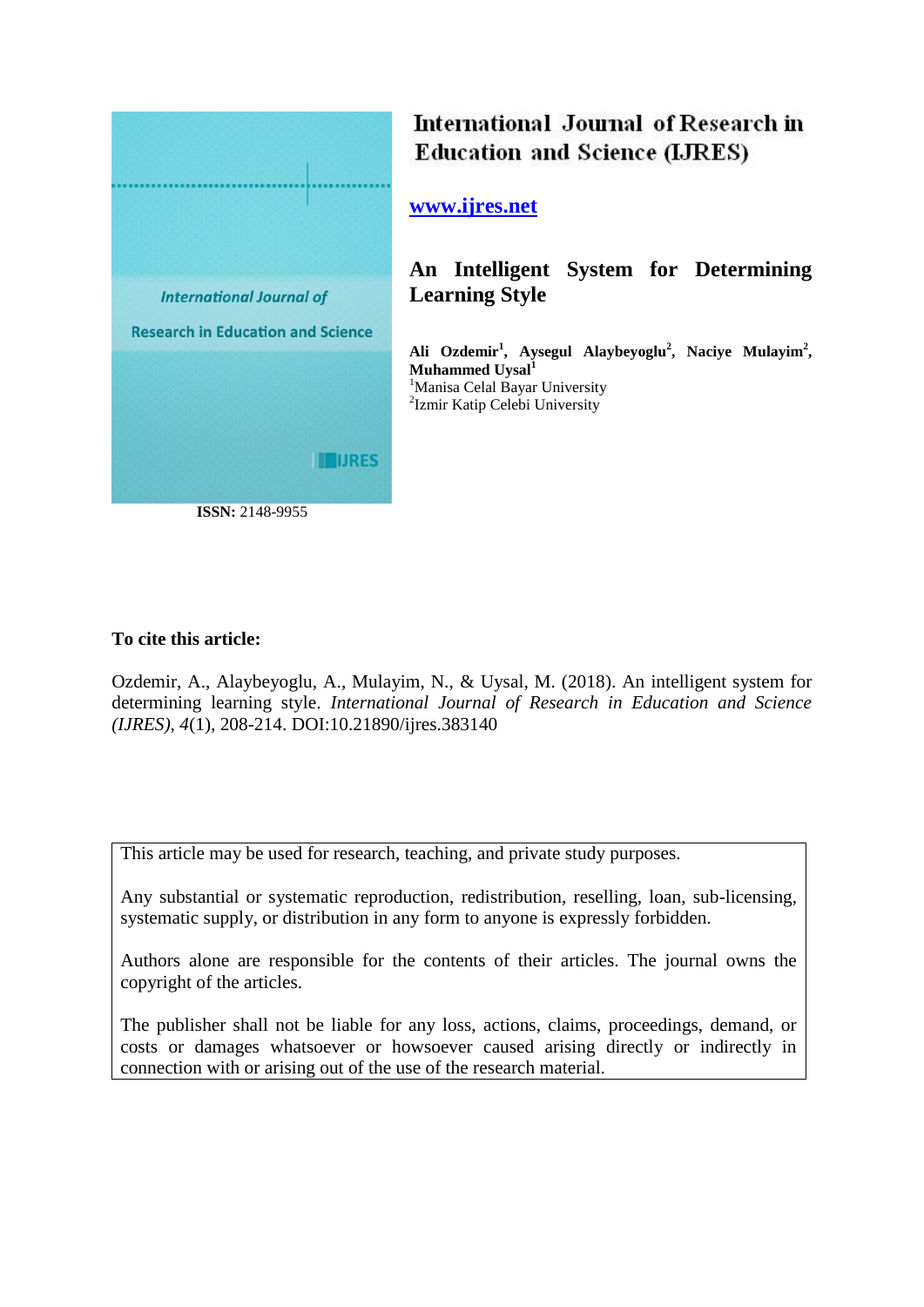International Journal of Research in Education and Science (IJRES)

www.ijres.net

# An Intelligent System for Determining Learning Style

**Ali Ozdemir[1], Aysegul Alaybeyoglu[2], Naciye Mulayim[2], Muhammed Uysal[1]**

[1]Manisa Celal Bayar University

[2]Izmir Katip Celebi University

**ISSN:** 2148-9955

**To cite this article:**

Ozdemir, A., Alaybeyoglu, A., Mulayim, N., & Uysal, M. (2018). An intelligent system for determining learning style. *International Journal of Research in Education and Science (IJRES), 4*(1), 208-214. DOI:10.21890/ijres.383140

This article may be used for research, teaching, and private study purposes.

Any substantial or systematic reproduction, redistribution, reselling, loan, sub-licensing, systematic supply, or distribution in any form to anyone is expressly forbidden.

Authors alone are responsible for the contents of their articles. The journal owns the copyright of the articles.

The publisher shall not be liable for any loss, actions, claims, proceedings, demand, or costs or damages whatsoever or howsoever caused arising directly or indirectly in connection with or arising out of the use of the research material.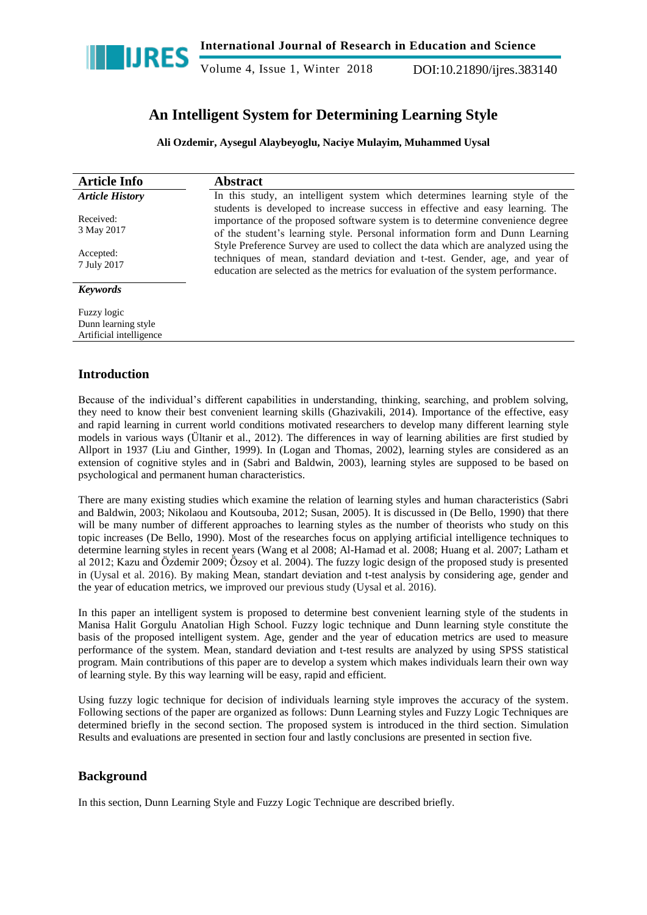# An Intelligent System for Determining Learning Style

**Ali Ozdemir, Aysegul Alaybeyoglu, Naciye Mulayim, Muhammed Uysal**

| Article Info | Abstract |
|---|---|
| ***Article History*** | In this study, an intelligent system which determines learning style of the students is developed to increase success in effective and easy learning. The importance of the proposed software system is to determine convenience degree of the student's learning style. Personal information form and Dunn Learning Style Preference Survey are used to collect the data which are analyzed using the techniques of mean, standard deviation and t-test. Gender, age, and year of education are selected as the metrics for evaluation of the system performance. |
| Received: 3 May 2017 | |
| Accepted: 7 July 2017 | |
| ***Keywords*** | |
| Fuzzy logic<br>Dunn learning style<br>Artificial intelligence | |

## Introduction

Because of the individual's different capabilities in understanding, thinking, searching, and problem solving, they need to know their best convenient learning skills (Ghazivakili, 2014). Importance of the effective, easy and rapid learning in current world conditions motivated researchers to develop many different learning style models in various ways (Ültanir et al., 2012). The differences in way of learning abilities are first studied by Allport in 1937 (Liu and Ginther, 1999). In (Logan and Thomas, 2002), learning styles are considered as an extension of cognitive styles and in (Sabri and Baldwin, 2003), learning styles are supposed to be based on psychological and permanent human characteristics.

There are many existing studies which examine the relation of learning styles and human characteristics (Sabri and Baldwin, 2003; Nikolaou and Koutsouba, 2012; Susan, 2005). It is discussed in (De Bello, 1990) that there will be many number of different approaches to learning styles as the number of theorists who study on this topic increases (De Bello, 1990). Most of the researches focus on applying artificial intelligence techniques to determine learning styles in recent years (Wang et al 2008; Al-Hamad et al. 2008; Huang et al. 2007; Latham et al 2012; Kazu and Özdemir 2009; Özsoy et al. 2004). The fuzzy logic design of the proposed study is presented in (Uysal et al. 2016). By making Mean, standart deviation and t-test analysis by considering age, gender and the year of education metrics, we improved our previous study (Uysal et al. 2016).

In this paper an intelligent system is proposed to determine best convenient learning style of the students in Manisa Halit Gorgulu Anatolian High School. Fuzzy logic technique and Dunn learning style constitute the basis of the proposed intelligent system. Age, gender and the year of education metrics are used to measure performance of the system. Mean, standard deviation and t-test results are analyzed by using SPSS statistical program. Main contributions of this paper are to develop a system which makes individuals learn their own way of learning style. By this way learning will be easy, rapid and efficient.

Using fuzzy logic technique for decision of individuals learning style improves the accuracy of the system. Following sections of the paper are organized as follows: Dunn Learning styles and Fuzzy Logic Techniques are determined briefly in the second section. The proposed system is introduced in the third section. Simulation Results and evaluations are presented in section four and lastly conclusions are presented in section five.

## Background

In this section, Dunn Learning Style and Fuzzy Logic Technique are described briefly.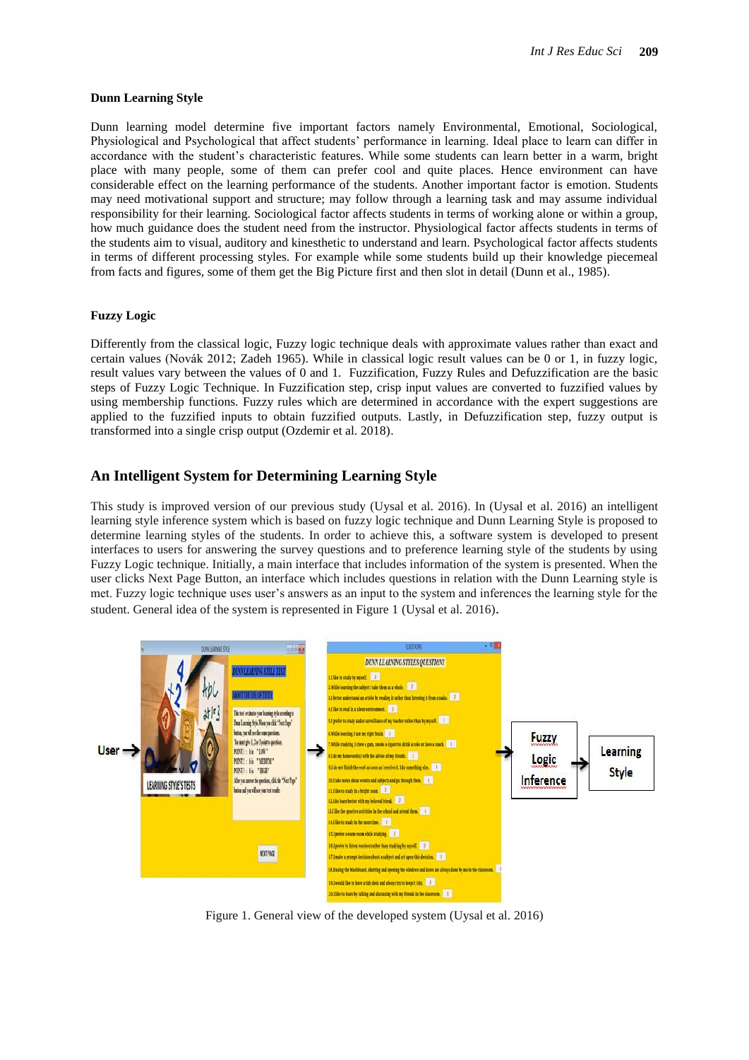**Dunn Learning Style**

Dunn learning model determine five important factors namely Environmental, Emotional, Sociological, Physiological and Psychological that affect students' performance in learning. Ideal place to learn can differ in accordance with the student's characteristic features. While some students can learn better in a warm, bright place with many people, some of them can prefer cool and quite places. Hence environment can have considerable effect on the learning performance of the students. Another important factor is emotion. Students may need motivational support and structure; may follow through a learning task and may assume individual responsibility for their learning. Sociological factor affects students in terms of working alone or within a group, how much guidance does the student need from the instructor. Physiological factor affects students in terms of the students aim to visual, auditory and kinesthetic to understand and learn. Psychological factor affects students in terms of different processing styles. For example while some students build up their knowledge piecemeal from facts and figures, some of them get the Big Picture first and then slot in detail (Dunn et al., 1985).

**Fuzzy Logic**

Differently from the classical logic, Fuzzy logic technique deals with approximate values rather than exact and certain values (Novák 2012; Zadeh 1965). While in classical logic result values can be 0 or 1, in fuzzy logic, result values vary between the values of 0 and 1. Fuzzification, Fuzzy Rules and Defuzzification are the basic steps of Fuzzy Logic Technique. In Fuzzification step, crisp input values are converted to fuzzified values by using membership functions. Fuzzy rules which are determined in accordance with the expert suggestions are applied to the fuzzified inputs to obtain fuzzified outputs. Lastly, in Defuzzification step, fuzzy output is transformed into a single crisp output (Ozdemir et al. 2018).

## An Intelligent System for Determining Learning Style

This study is improved version of our previous study (Uysal et al. 2016). In (Uysal et al. 2016) an intelligent learning style inference system which is based on fuzzy logic technique and Dunn Learning Style is proposed to determine learning styles of the students. In order to achieve this, a software system is developed to present interfaces to users for answering the survey questions and to preference learning style of the students by using Fuzzy Logic technique. Initially, a main interface that includes information of the system is presented. When the user clicks Next Page Button, an interface which includes questions in relation with the Dunn Learning style is met. Fuzzy logic technique uses user's answers as an input to the system and inferences the learning style for the student. General idea of the system is represented in Figure 1 (Uysal et al. 2016).

Figure 1. General view of the developed system (Uysal et al. 2016)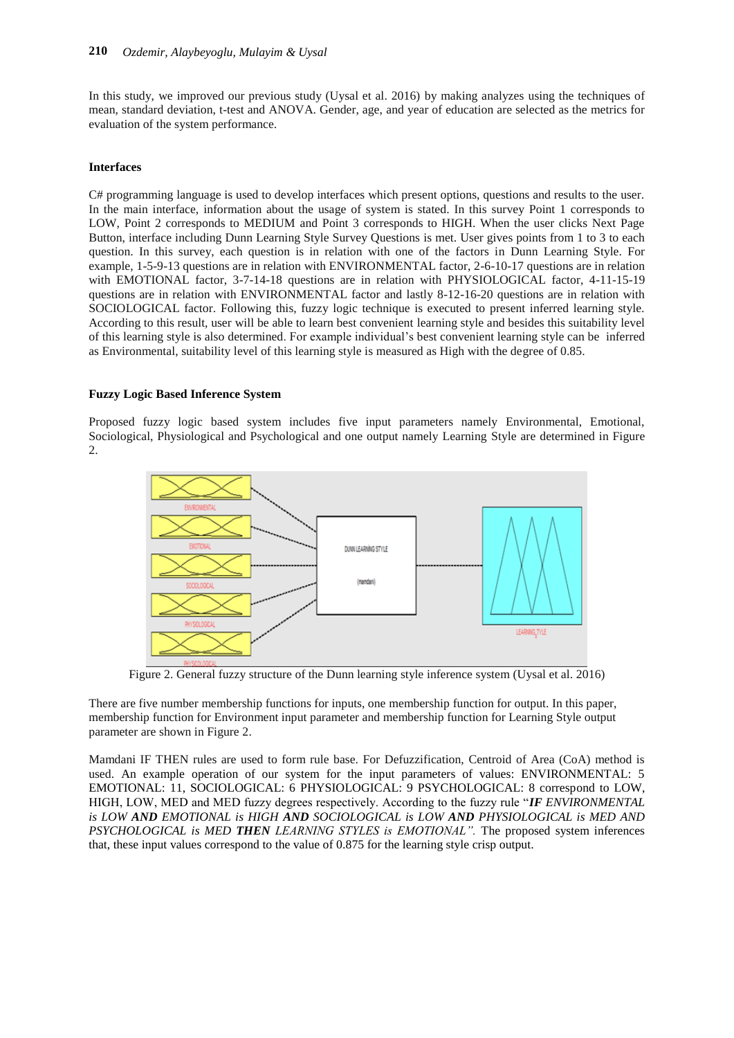In this study, we improved our previous study (Uysal et al. 2016) by making analyzes using the techniques of mean, standard deviation, t-test and ANOVA. Gender, age, and year of education are selected as the metrics for evaluation of the system performance.

### Interfaces

C# programming language is used to develop interfaces which present options, questions and results to the user. In the main interface, information about the usage of system is stated. In this survey Point 1 corresponds to LOW, Point 2 corresponds to MEDIUM and Point 3 corresponds to HIGH. When the user clicks Next Page Button, interface including Dunn Learning Style Survey Questions is met. User gives points from 1 to 3 to each question. In this survey, each question is in relation with one of the factors in Dunn Learning Style. For example, 1-5-9-13 questions are in relation with ENVIRONMENTAL factor, 2-6-10-17 questions are in relation with EMOTIONAL factor, 3-7-14-18 questions are in relation with PHYSIOLOGICAL factor, 4-11-15-19 questions are in relation with ENVIRONMENTAL factor and lastly 8-12-16-20 questions are in relation with SOCIOLOGICAL factor. Following this, fuzzy logic technique is executed to present inferred learning style. According to this result, user will be able to learn best convenient learning style and besides this suitability level of this learning style is also determined. For example individual's best convenient learning style can be inferred as Environmental, suitability level of this learning style is measured as High with the degree of 0.85.

### Fuzzy Logic Based Inference System

Proposed fuzzy logic based system includes five input parameters namely Environmental, Emotional, Sociological, Physiological and Psychological and one output namely Learning Style are determined in Figure 2.

Figure 2. General fuzzy structure of the Dunn learning style inference system (Uysal et al. 2016)

There are five number membership functions for inputs, one membership function for output. In this paper, membership function for Environment input parameter and membership function for Learning Style output parameter are shown in Figure 2.

Mamdani IF THEN rules are used to form rule base. For Defuzzification, Centroid of Area (CoA) method is used. An example operation of our system for the input parameters of values: ENVIRONMENTAL: 5 EMOTIONAL: 11, SOCIOLOGICAL: 6 PHYSIOLOGICAL: 9 PSYCHOLOGICAL: 8 correspond to LOW, HIGH, LOW, MED and MED fuzzy degrees respectively. According to the fuzzy rule "***IF*** *ENVIRONMENTAL is LOW* ***AND*** *EMOTIONAL is HIGH* ***AND*** *SOCIOLOGICAL is LOW* ***AND*** *PHYSIOLOGICAL is MED AND PSYCHOLOGICAL is MED* ***THEN*** *LEARNING STYLES is EMOTIONAL".* The proposed system inferences that, these input values correspond to the value of 0.875 for the learning style crisp output.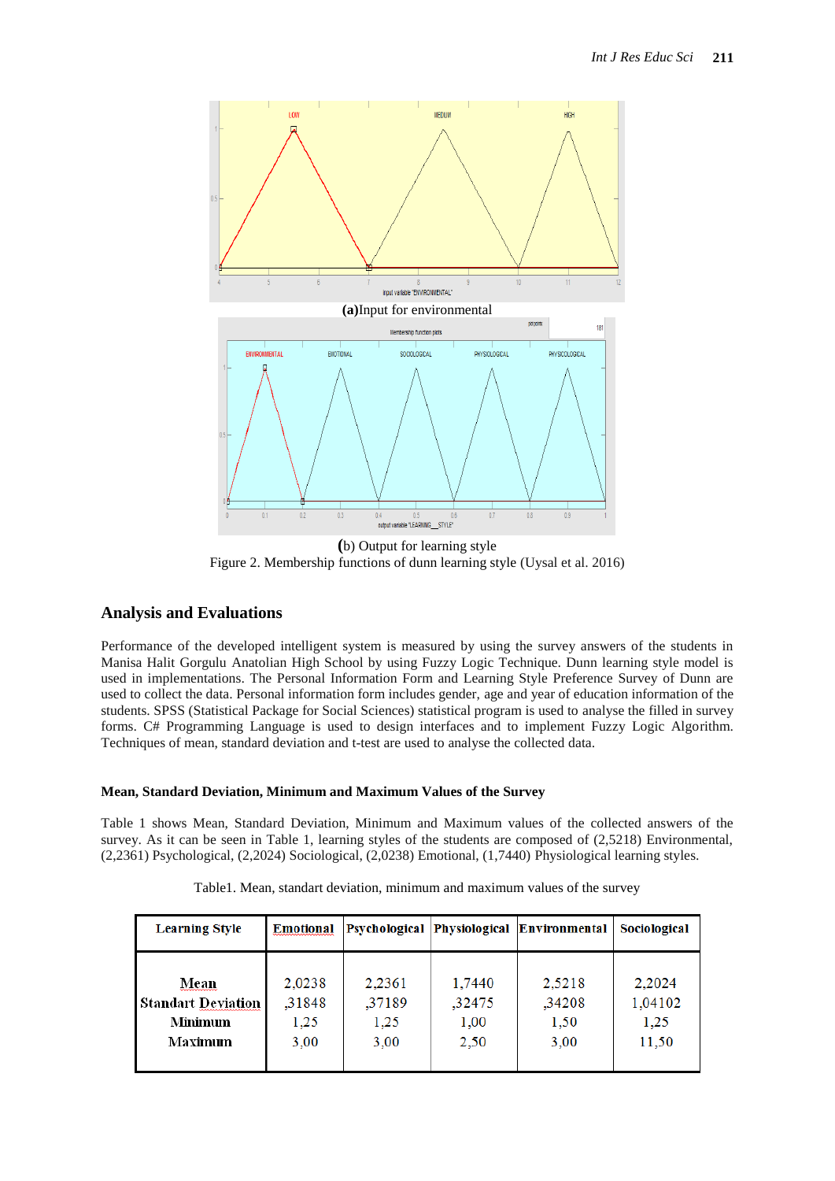**(a)**Input for environmental

**(**b) Output for learning style

Figure 2. Membership functions of dunn learning style (Uysal et al. 2016)

## Analysis and Evaluations

Performance of the developed intelligent system is measured by using the survey answers of the students in Manisa Halit Gorgulu Anatolian High School by using Fuzzy Logic Technique. Dunn learning style model is used in implementations. The Personal Information Form and Learning Style Preference Survey of Dunn are used to collect the data. Personal information form includes gender, age and year of education information of the students. SPSS (Statistical Package for Social Sciences) statistical program is used to analyse the filled in survey forms. C# Programming Language is used to design interfaces and to implement Fuzzy Logic Algorithm. Techniques of mean, standard deviation and t-test are used to analyse the collected data.

### Mean, Standard Deviation, Minimum and Maximum Values of the Survey

Table 1 shows Mean, Standard Deviation, Minimum and Maximum values of the collected answers of the survey. As it can be seen in Table 1, learning styles of the students are composed of (2,5218) Environmental, (2,2361) Psychological, (2,2024) Sociological, (2,0238) Emotional, (1,7440) Physiological learning styles.

Table1. Mean, standart deviation, minimum and maximum values of the survey

| Learning Style | Emotional | Psychological | Physiological | Environmental | Sociological |
|---|---|---|---|---|---|
| Mean | 2,0238 | 2,2361 | 1,7440 | 2,5218 | 2,2024 |
| Standart Deviation | ,31848 | ,37189 | ,32475 | ,34208 | 1,04102 |
| Minimum | 1,25 | 1,25 | 1,00 | 1,50 | 1,25 |
| Maximum | 3,00 | 3,00 | 2,50 | 3,00 | 11,50 |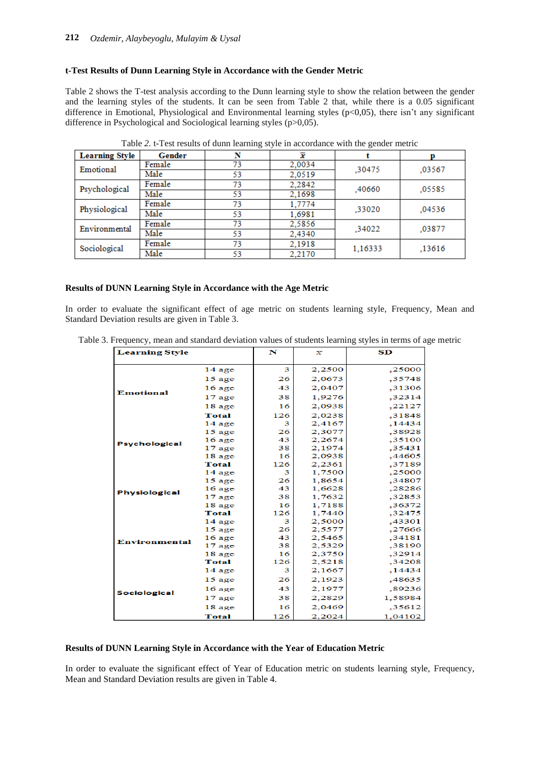### t-Test Results of Dunn Learning Style in Accordance with the Gender Metric

Table 2 shows the T-test analysis according to the Dunn learning style to show the relation between the gender and the learning styles of the students. It can be seen from Table 2 that, while there is a 0.05 significant difference in Emotional, Physiological and Environmental learning styles (p<0,05), there isn't any significant difference in Psychological and Sociological learning styles (p>0,05).

Table *2.* t-Test results of dunn learning style in accordance with the gender metric

| Learning Style | Gender | N | $\bar{x}$ | t | p |
|---|---|---|---|---|---|
| Emotional | Female | 73 | 2,0034 | ,30475 | ,03567 |
| | Male | 53 | 2,0519 | | |
| Psychological | Female | 73 | 2,2842 | ,40660 | ,05585 |
| | Male | 53 | 2,1698 | | |
| Physiological | Female | 73 | 1,7774 | ,33020 | ,04536 |
| | Male | 53 | 1,6981 | | |
| Environmental | Female | 73 | 2,5856 | ,34022 | ,03877 |
| | Male | 53 | 2,4340 | | |
| Sociological | Female | 73 | 2,1918 | 1,16333 | ,13616 |
| | Male | 53 | 2,2170 | | |

### Results of DUNN Learning Style in Accordance with the Age Metric

In order to evaluate the significant effect of age metric on students learning style, Frequency, Mean and Standard Deviation results are given in Table 3.

Table 3. Frequency, mean and standard deviation values of students learning styles in terms of age metric

| Learning Style | | N | $\bar{x}$ | SD |
|---|---|---|---|---|
| Emotional | 14 age | 3 | 2,2500 | ,25000 |
| | 15 age | 26 | 2,0673 | ,35748 |
| | 16 age | 43 | 2,0407 | ,31306 |
| | 17 age | 38 | 1,9276 | ,32314 |
| | 18 age | 16 | 2,0938 | ,22127 |
| | Total | 126 | 2,0238 | ,31848 |
| Psychological | 14 age | 3 | 2,4167 | ,14434 |
| | 15 age | 26 | 2,3077 | ,38928 |
| | 16 age | 43 | 2,2674 | ,35100 |
| | 17 age | 38 | 2,1974 | ,35431 |
| | 18 age | 16 | 2,0938 | ,44605 |
| | Total | 126 | 2,2361 | ,37189 |
| Physiological | 14 age | 3 | 1,7500 | ,25000 |
| | 15 age | 26 | 1,8654 | ,34807 |
| | 16 age | 43 | 1,6628 | ,28286 |
| | 17 age | 38 | 1,7632 | ,32853 |
| | 18 age | 16 | 1,7188 | ,36372 |
| | Total | 126 | 1,7440 | ,32475 |
| Environmental | 14 age | 3 | 2,5000 | ,43301 |
| | 15 age | 26 | 2,5577 | ,27666 |
| | 16 age | 43 | 2,5465 | ,34181 |
| | 17 age | 38 | 2,5329 | ,38190 |
| | 18 age | 16 | 2,3750 | ,32914 |
| | Total | 126 | 2,5218 | ,34208 |
| Sociological | 14 age | 3 | 2,1667 | ,14434 |
| | 15 age | 26 | 2,1923 | ,48635 |
| | 16 age | 43 | 2,1977 | ,89236 |
| | 17 age | 38 | 2,2829 | 1,58984 |
| | 18 age | 16 | 2,0469 | ,35612 |
| | Total | 126 | 2,2024 | 1,04102 |

### Results of DUNN Learning Style in Accordance with the Year of Education Metric

In order to evaluate the significant effect of Year of Education metric on students learning style, Frequency, Mean and Standard Deviation results are given in Table 4.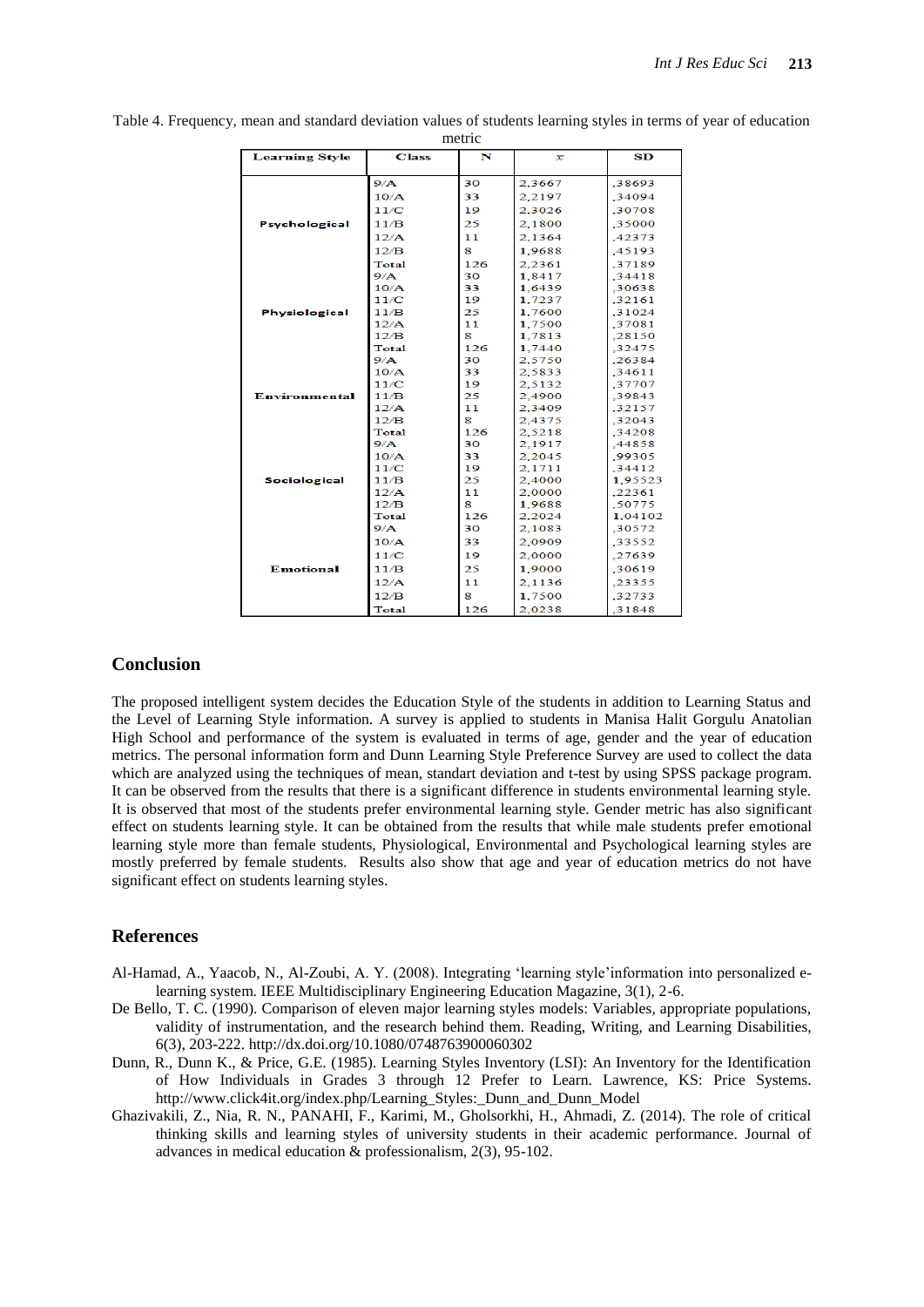Table 4. Frequency, mean and standard deviation values of students learning styles in terms of year of education metric

| Learning Style | Class | N | $\bar{x}$ | SD |
|---|---|---|---|---|
| Psychological | 9/A | 30 | 2,3667 | ,38693 |
| | 10/A | 33 | 2,2197 | ,34094 |
| | 11/C | 19 | 2,3026 | ,30708 |
| | 11/B | 25 | 2,1800 | ,35000 |
| | 12/A | 11 | 2,1364 | ,42373 |
| | 12/B | 8 | 1,9688 | ,45193 |
| | Total | 126 | 2,2361 | ,37189 |
| Physiological | 9/A | 30 | 1,8417 | ,34418 |
| | 10/A | 33 | 1,6439 | ,30638 |
| | 11/C | 19 | 1,7237 | ,32161 |
| | 11/B | 25 | 1,7600 | ,31024 |
| | 12/A | 11 | 1,7500 | ,37081 |
| | 12/B | 8 | 1,7813 | ,28150 |
| | Total | 126 | 1,7440 | ,32475 |
| Environmental | 9/A | 30 | 2,5750 | ,26384 |
| | 10/A | 33 | 2,5833 | ,34611 |
| | 11/C | 19 | 2,5132 | ,37707 |
| | 11/B | 25 | 2,4900 | ,39843 |
| | 12/A | 11 | 2,3409 | ,32157 |
| | 12/B | 8 | 2,4375 | ,32043 |
| | Total | 126 | 2,5218 | ,34208 |
| Sociological | 9/A | 30 | 2,1917 | ,44858 |
| | 10/A | 33 | 2,2045 | ,99305 |
| | 11/C | 19 | 2,1711 | ,34412 |
| | 11/B | 25 | 2,4000 | 1,95523 |
| | 12/A | 11 | 2,0000 | ,22361 |
| | 12/B | 8 | 1,9688 | ,50775 |
| | Total | 126 | 2,2024 | 1,04102 |
| Emotional | 9/A | 30 | 2,1083 | ,30572 |
| | 10/A | 33 | 2,0909 | ,33552 |
| | 11/C | 19 | 2,0000 | ,27639 |
| | 11/B | 25 | 1,9000 | ,30619 |
| | 12/A | 11 | 2,1136 | ,23355 |
| | 12/B | 8 | 1,7500 | ,32733 |
| | Total | 126 | 2,0238 | ,31848 |

## Conclusion

The proposed intelligent system decides the Education Style of the students in addition to Learning Status and the Level of Learning Style information. A survey is applied to students in Manisa Halit Gorgulu Anatolian High School and performance of the system is evaluated in terms of age, gender and the year of education metrics. The personal information form and Dunn Learning Style Preference Survey are used to collect the data which are analyzed using the techniques of mean, standart deviation and t-test by using SPSS package program. It can be observed from the results that there is a significant difference in students environmental learning style. It is observed that most of the students prefer environmental learning style. Gender metric has also significant effect on students learning style. It can be obtained from the results that while male students prefer emotional learning style more than female students, Physiological, Environmental and Psychological learning styles are mostly preferred by female students. Results also show that age and year of education metrics do not have significant effect on students learning styles.

## References

Al-Hamad, A., Yaacob, N., Al-Zoubi, A. Y. (2008). Integrating 'learning style'information into personalized e-learning system. IEEE Multidisciplinary Engineering Education Magazine, 3(1), 2-6.

De Bello, T. C. (1990). Comparison of eleven major learning styles models: Variables, appropriate populations, validity of instrumentation, and the research behind them. Reading, Writing, and Learning Disabilities, 6(3), 203-222. http://dx.doi.org/10.1080/0748763900060302

Dunn, R., Dunn K., & Price, G.E. (1985). Learning Styles Inventory (LSI): An Inventory for the Identification of How Individuals in Grades 3 through 12 Prefer to Learn. Lawrence, KS: Price Systems. http://www.click4it.org/index.php/Learning_Styles:_Dunn_and_Dunn_Model

Ghazivakili, Z., Nia, R. N., PANAHI, F., Karimi, M., Gholsorkhi, H., Ahmadi, Z. (2014). The role of critical thinking skills and learning styles of university students in their academic performance. Journal of advances in medical education & professionalism, 2(3), 95-102.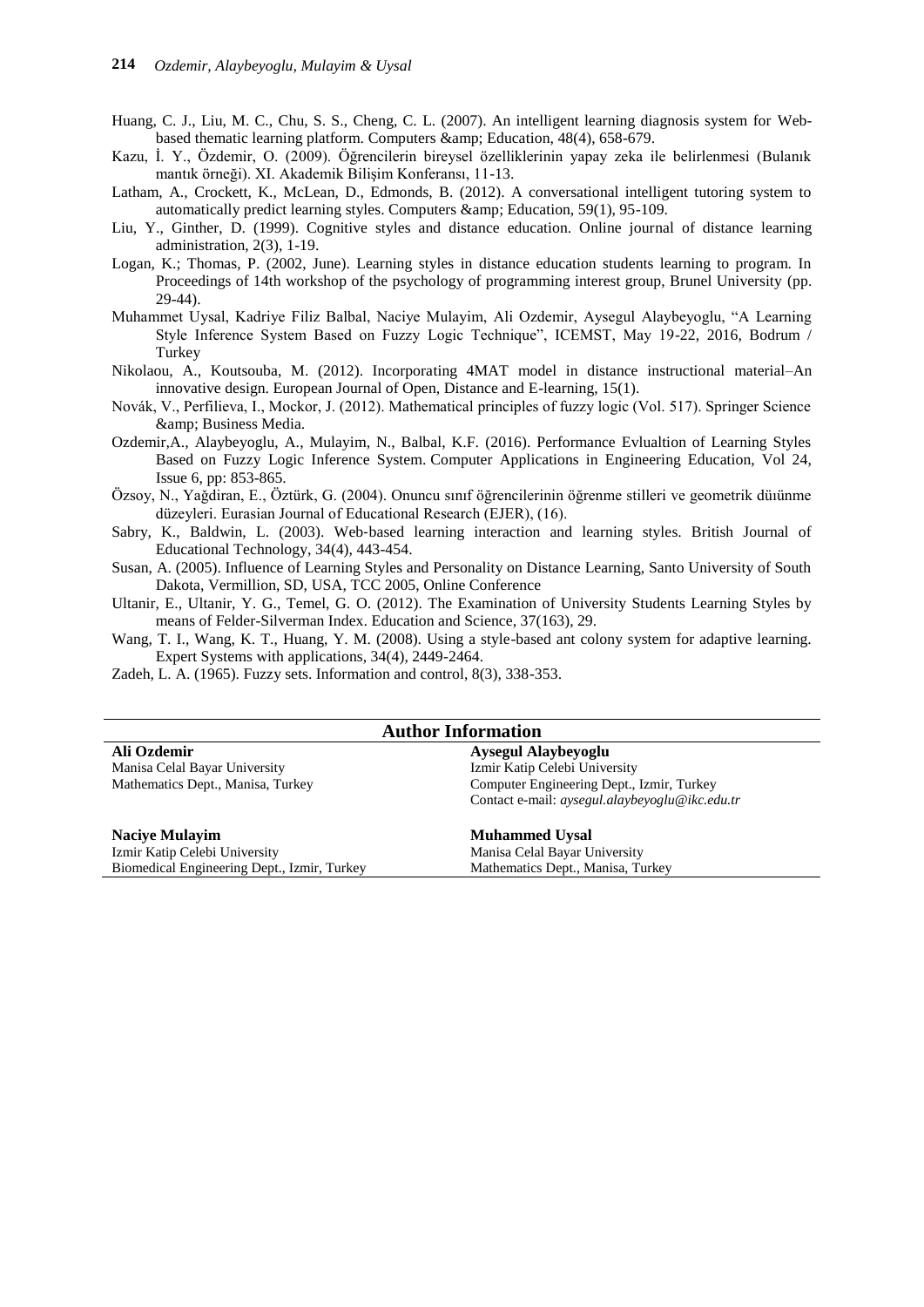Huang, C. J., Liu, M. C., Chu, S. S., Cheng, C. L. (2007). An intelligent learning diagnosis system for Web-based thematic learning platform. Computers &amp; Education, 48(4), 658-679.

Kazu, İ. Y., Özdemir, O. (2009). Öğrencilerin bireysel özelliklerinin yapay zeka ile belirlenmesi (Bulanık mantık örneği). XI. Akademik Bilişim Konferansı, 11-13.

Latham, A., Crockett, K., McLean, D., Edmonds, B. (2012). A conversational intelligent tutoring system to automatically predict learning styles. Computers &amp; Education, 59(1), 95-109.

Liu, Y., Ginther, D. (1999). Cognitive styles and distance education. Online journal of distance learning administration, 2(3), 1-19.

Logan, K.; Thomas, P. (2002, June). Learning styles in distance education students learning to program. In Proceedings of 14th workshop of the psychology of programming interest group, Brunel University (pp. 29-44).

Muhammet Uysal, Kadriye Filiz Balbal, Naciye Mulayim, Ali Ozdemir, Aysegul Alaybeyoglu, "A Learning Style Inference System Based on Fuzzy Logic Technique", ICEMST, May 19-22, 2016, Bodrum / Turkey

Nikolaou, A., Koutsouba, M. (2012). Incorporating 4MAT model in distance instructional material–An innovative design. European Journal of Open, Distance and E-learning, 15(1).

Novák, V., Perfilieva, I., Mockor, J. (2012). Mathematical principles of fuzzy logic (Vol. 517). Springer Science &amp; Business Media.

Ozdemir,A., Alaybeyoglu, A., Mulayim, N., Balbal, K.F. (2016). Performance Evlualtion of Learning Styles Based on Fuzzy Logic Inference System. Computer Applications in Engineering Education, Vol 24, Issue 6, pp: 853-865.

Özsoy, N., Yağdiran, E., Öztürk, G. (2004). Onuncu sınıf öğrencilerinin öğrenme stilleri ve geometrik düıünme düzeyleri. Eurasian Journal of Educational Research (EJER), (16).

Sabry, K., Baldwin, L. (2003). Web-based learning interaction and learning styles. British Journal of Educational Technology, 34(4), 443-454.

Susan, A. (2005). Influence of Learning Styles and Personality on Distance Learning, Santo University of South Dakota, Vermillion, SD, USA, TCC 2005, Online Conference

Ultanir, E., Ultanir, Y. G., Temel, G. O. (2012). The Examination of University Students Learning Styles by means of Felder-Silverman Index. Education and Science, 37(163), 29.

Wang, T. I., Wang, K. T., Huang, Y. M. (2008). Using a style-based ant colony system for adaptive learning. Expert Systems with applications, 34(4), 2449-2464.

Zadeh, L. A. (1965). Fuzzy sets. Information and control, 8(3), 338-353.

## Author Information

**Ali Ozdemir**
Manisa Celal Bayar University
Mathematics Dept., Manisa, Turkey

**Aysegul Alaybeyoglu**
Izmir Katip Celebi University
Computer Engineering Dept., Izmir, Turkey
Contact e-mail: *aysegul.alaybeyoglu@ikc.edu.tr*

**Naciye Mulayim**
Izmir Katip Celebi University
Biomedical Engineering Dept., Izmir, Turkey

**Muhammed Uysal**
Manisa Celal Bayar University
Mathematics Dept., Manisa, Turkey